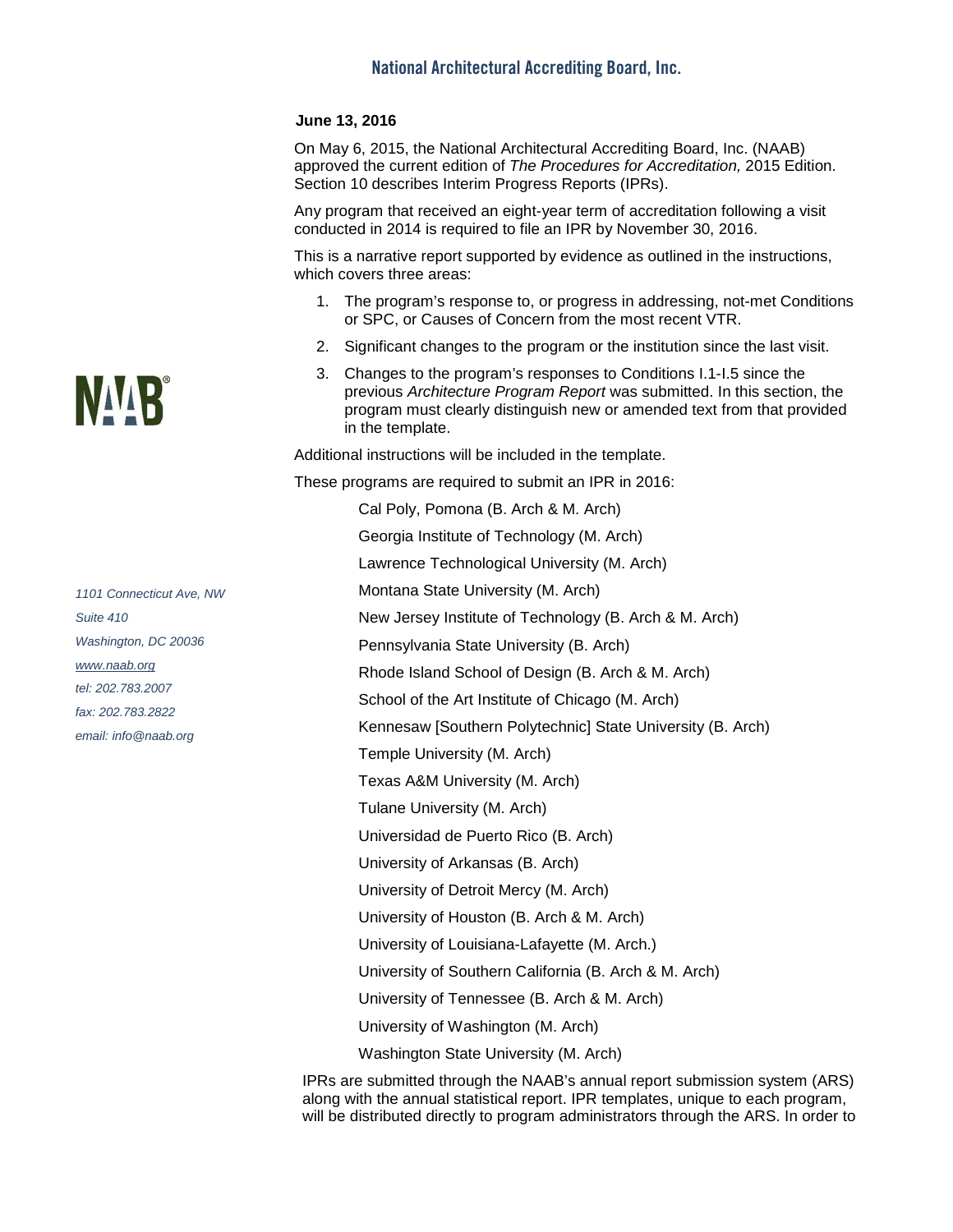# National Architectural Accrediting Board, Inc.

**June 13, 2016**

On May 6, 2015, the National Architectural Accrediting Board, Inc. (NAAB) approved the current edition of *The Procedures for Accreditation,* 2015 Edition. Section 10 describes Interim Progress Reports (IPRs).

Any program that received an eight-year term of accreditation following a visit conducted in 2014 is required to file an IPR by November 30, 2016.

This is a narrative report supported by evidence as outlined in the instructions, which covers three areas:

1. The program's response to, or progress in addressing, not-met Conditions or SPC, or Causes of Concern from the most recent VTR.
2. Significant changes to the program or the institution since the last visit.
3. Changes to the program's responses to Conditions I.1-I.5 since the previous *Architecture Program Report* was submitted. In this section, the program must clearly distinguish new or amended text from that provided in the template.

Additional instructions will be included in the template.

These programs are required to submit an IPR in 2016:

- Cal Poly, Pomona (B. Arch & M. Arch)
- Georgia Institute of Technology (M. Arch)
- Lawrence Technological University (M. Arch)
- Montana State University (M. Arch)
- New Jersey Institute of Technology (B. Arch & M. Arch)
- Pennsylvania State University (B. Arch)
- Rhode Island School of Design (B. Arch & M. Arch)
- School of the Art Institute of Chicago (M. Arch)
- Kennesaw [Southern Polytechnic] State University (B. Arch)
- Temple University (M. Arch)
- Texas A&M University (M. Arch)
- Tulane University (M. Arch)
- Universidad de Puerto Rico (B. Arch)
- University of Arkansas (B. Arch)
- University of Detroit Mercy (M. Arch)
- University of Houston (B. Arch & M. Arch)
- University of Louisiana-Lafayette (M. Arch.)
- University of Southern California (B. Arch & M. Arch)
- University of Tennessee (B. Arch & M. Arch)
- University of Washington (M. Arch)
- Washington State University (M. Arch)

IPRs are submitted through the NAAB's annual report submission system (ARS) along with the annual statistical report. IPR templates, unique to each program, will be distributed directly to program administrators through the ARS. In order to

*1101 Connecticut Ave, NW*
*Suite 410*
*Washington, DC 20036*
*www.naab.org*
*tel: 202.783.2007*
*fax: 202.783.2822*
*email: info@naab.org*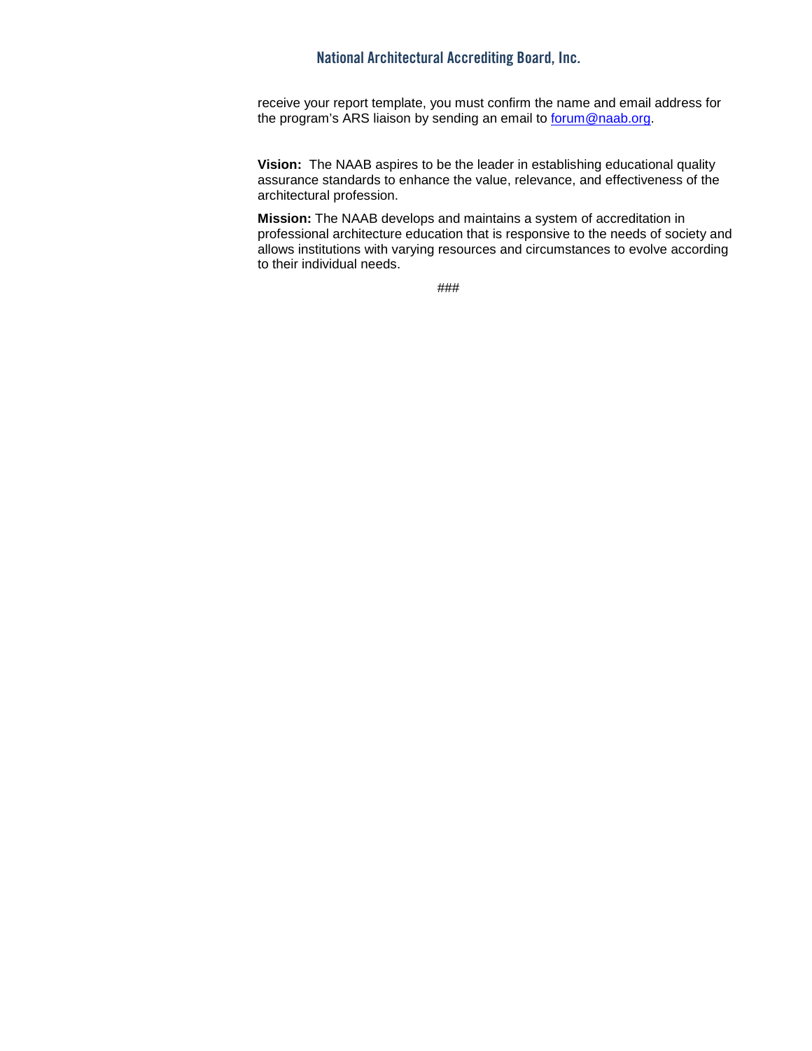receive your report template, you must confirm the name and email address for the program's ARS liaison by sending an email to forum@naab.org.

**Vision:** The NAAB aspires to be the leader in establishing educational quality assurance standards to enhance the value, relevance, and effectiveness of the architectural profession.

**Mission:** The NAAB develops and maintains a system of accreditation in professional architecture education that is responsive to the needs of society and allows institutions with varying resources and circumstances to evolve according to their individual needs.

###